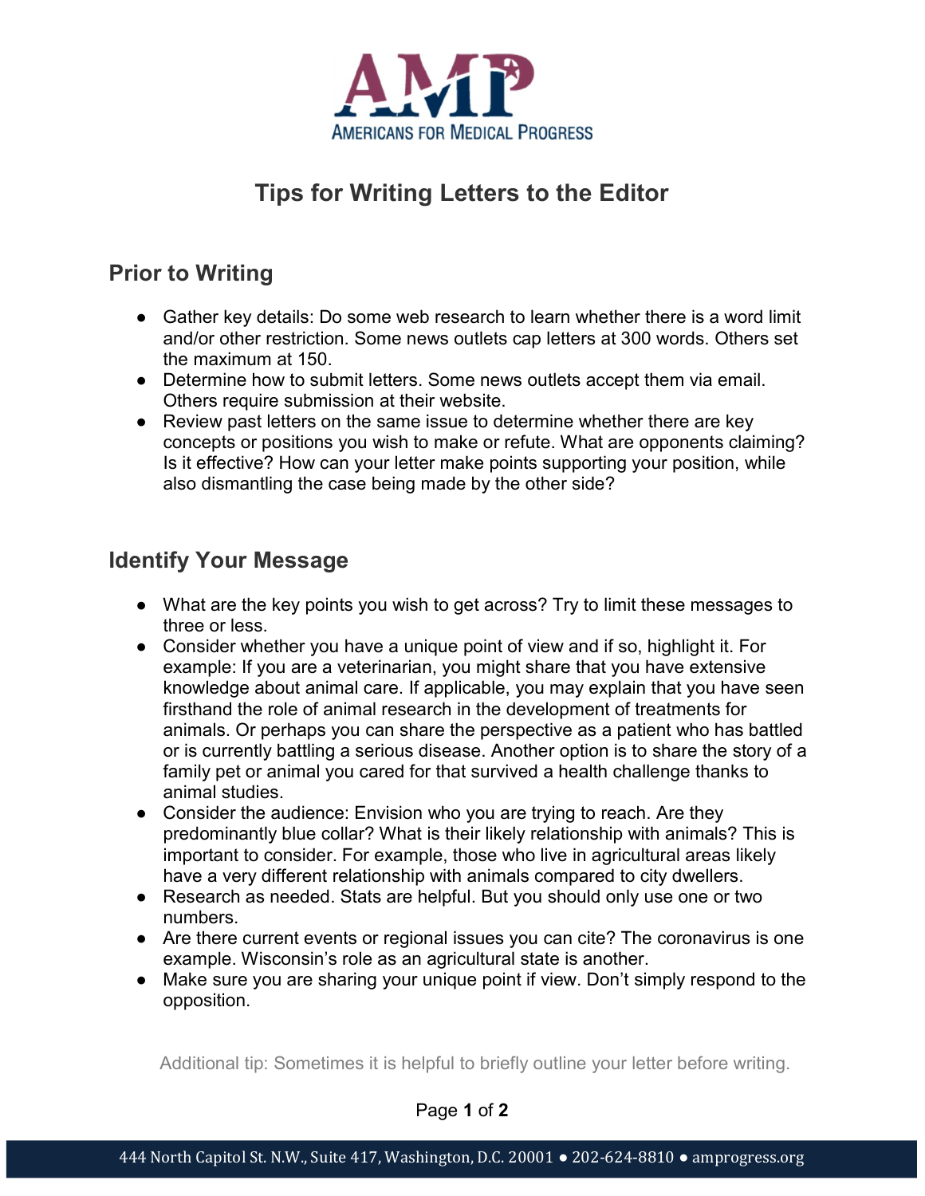AMP

AMERICANS FOR MEDICAL PROGRESS

# Tips for Writing Letters to the Editor

## Prior to Writing

- Gather key details: Do some web research to learn whether there is a word limit and/or other restriction. Some news outlets cap letters at 300 words. Others set the maximum at 150.
- Determine how to submit letters. Some news outlets accept them via email. Others require submission at their website.
- Review past letters on the same issue to determine whether there are key concepts or positions you wish to make or refute. What are opponents claiming? Is it effective? How can your letter make points supporting your position, while also dismantling the case being made by the other side?

## Identify Your Message

- What are the key points you wish to get across? Try to limit these messages to three or less.
- Consider whether you have a unique point of view and if so, highlight it. For example: If you are a veterinarian, you might share that you have extensive knowledge about animal care. If applicable, you may explain that you have seen firsthand the role of animal research in the development of treatments for animals. Or perhaps you can share the perspective as a patient who has battled or is currently battling a serious disease. Another option is to share the story of a family pet or animal you cared for that survived a health challenge thanks to animal studies.
- Consider the audience: Envision who you are trying to reach. Are they predominantly blue collar? What is their likely relationship with animals? This is important to consider. For example, those who live in agricultural areas likely have a very different relationship with animals compared to city dwellers.
- Research as needed. Stats are helpful. But you should only use one or two numbers.
- Are there current events or regional issues you can cite? The coronavirus is one example. Wisconsin's role as an agricultural state is another.
- Make sure you are sharing your unique point if view. Don't simply respond to the opposition.

Additional tip: Sometimes it is helpful to briefly outline your letter before writing.

444 North Capitol St. N.W., Suite 417, Washington, D.C. 20001 ● 202-624-8810 ● amprogress.org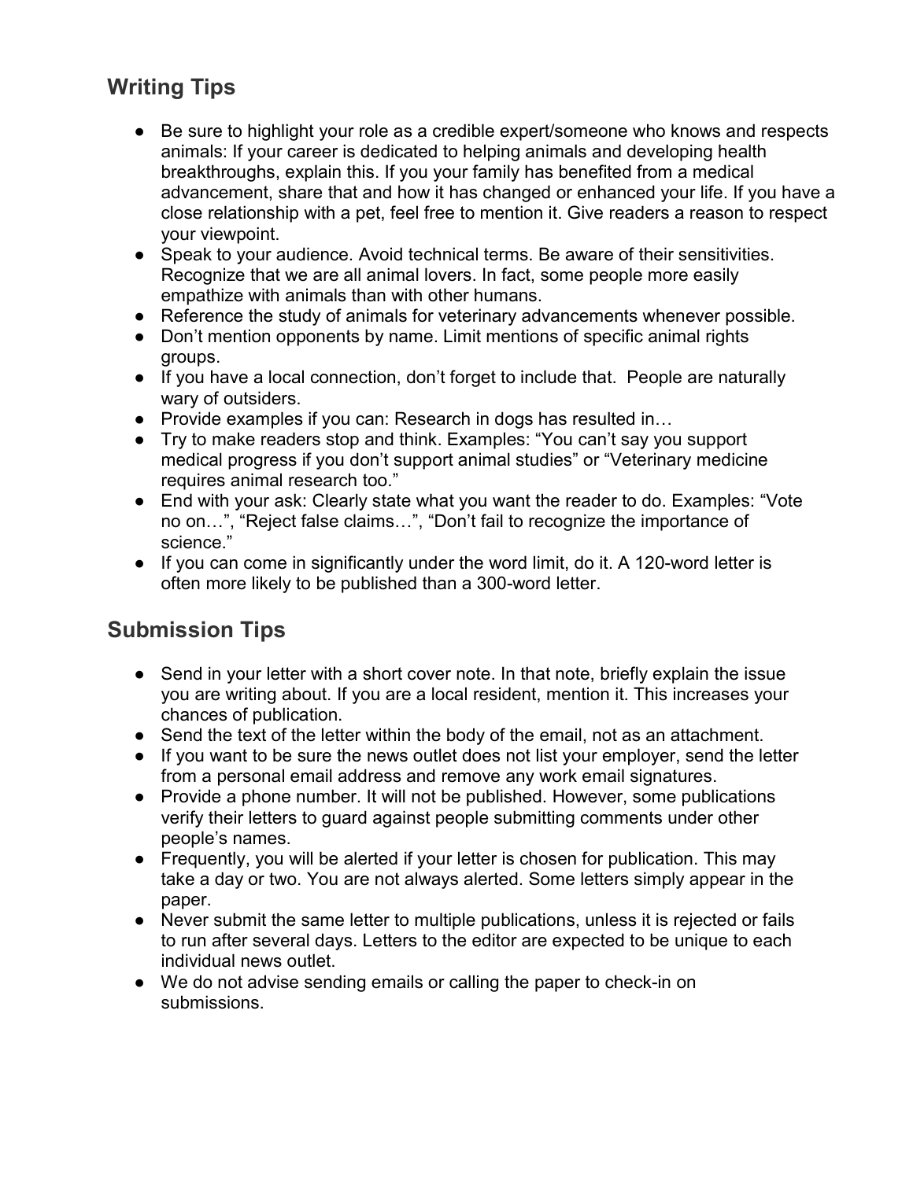## Writing Tips

- Be sure to highlight your role as a credible expert/someone who knows and respects animals: If your career is dedicated to helping animals and developing health breakthroughs, explain this. If you your family has benefited from a medical advancement, share that and how it has changed or enhanced your life. If you have a close relationship with a pet, feel free to mention it. Give readers a reason to respect your viewpoint.
- Speak to your audience. Avoid technical terms. Be aware of their sensitivities. Recognize that we are all animal lovers. In fact, some people more easily empathize with animals than with other humans.
- Reference the study of animals for veterinary advancements whenever possible.
- Don't mention opponents by name. Limit mentions of specific animal rights groups.
- If you have a local connection, don't forget to include that. People are naturally wary of outsiders.
- Provide examples if you can: Research in dogs has resulted in…
- Try to make readers stop and think. Examples: "You can't say you support medical progress if you don't support animal studies" or "Veterinary medicine requires animal research too."
- End with your ask: Clearly state what you want the reader to do. Examples: "Vote no on…", "Reject false claims…", "Don't fail to recognize the importance of science."
- If you can come in significantly under the word limit, do it. A 120-word letter is often more likely to be published than a 300-word letter.

## Submission Tips

- Send in your letter with a short cover note. In that note, briefly explain the issue you are writing about. If you are a local resident, mention it. This increases your chances of publication.
- Send the text of the letter within the body of the email, not as an attachment.
- If you want to be sure the news outlet does not list your employer, send the letter from a personal email address and remove any work email signatures.
- Provide a phone number. It will not be published. However, some publications verify their letters to guard against people submitting comments under other people's names.
- Frequently, you will be alerted if your letter is chosen for publication. This may take a day or two. You are not always alerted. Some letters simply appear in the paper.
- Never submit the same letter to multiple publications, unless it is rejected or fails to run after several days. Letters to the editor are expected to be unique to each individual news outlet.
- We do not advise sending emails or calling the paper to check-in on submissions.